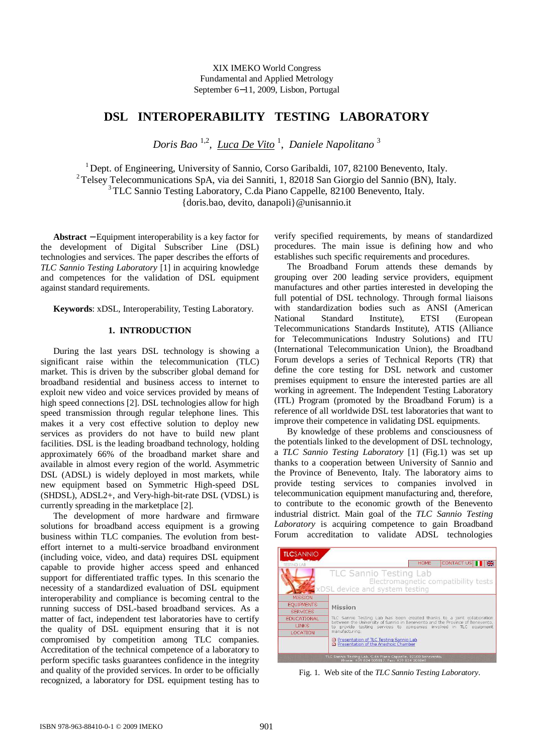XIX IMEKO World Congress
Fundamental and Applied Metrology
September 6−11, 2009, Lisbon, Portugal

# DSL INTEROPERABILITY TESTING LABORATORY

*Doris Bao* [1,2], *Luca De Vito* [1], *Daniele Napolitano* [3]

[1] Dept. of Engineering, University of Sannio, Corso Garibaldi, 107, 82100 Benevento, Italy.
[2] Telsey Telecommunications SpA, via dei Sanniti, 1, 82018 San Giorgio del Sannio (BN), Italy.
[3] TLC Sannio Testing Laboratory, C.da Piano Cappelle, 82100 Benevento, Italy.
{doris.bao, devito, danapoli}@unisannio.it

**Abstract** − Equipment interoperability is a key factor for the development of Digital Subscriber Line (DSL) technologies and services. The paper describes the efforts of *TLC Sannio Testing Laboratory* [1] in acquiring knowledge and competences for the validation of DSL equipment against standard requirements.

**Keywords**: xDSL, Interoperability, Testing Laboratory.

## 1. INTRODUCTION

During the last years DSL technology is showing a significant raise within the telecommunication (TLC) market. This is driven by the subscriber global demand for broadband residential and business access to internet to exploit new video and voice services provided by means of high speed connections [2]. DSL technologies allow for high speed transmission through regular telephone lines. This makes it a very cost effective solution to deploy new services as providers do not have to build new plant facilities. DSL is the leading broadband technology, holding approximately 66% of the broadband market share and available in almost every region of the world. Asymmetric DSL (ADSL) is widely deployed in most markets, while new equipment based on Symmetric High-speed DSL (SHDSL), ADSL2+, and Very-high-bit-rate DSL (VDSL) is currently spreading in the marketplace [2].

The development of more hardware and firmware solutions for broadband access equipment is a growing business within TLC companies. The evolution from best-effort internet to a multi-service broadband environment (including voice, video, and data) requires DSL equipment capable to provide higher access speed and enhanced support for differentiated traffic types. In this scenario the necessity of a standardized evaluation of DSL equipment interoperability and compliance is becoming central to the running success of DSL-based broadband services. As a matter of fact, independent test laboratories have to certify the quality of DSL equipment ensuring that it is not compromised by competition among TLC companies. Accreditation of the technical competence of a laboratory to perform specific tasks guarantees confidence in the integrity and quality of the provided services. In order to be officially recognized, a laboratory for DSL equipment testing has to verify specified requirements, by means of standardized procedures. The main issue is defining how and who establishes such specific requirements and procedures.

The Broadband Forum attends these demands by grouping over 200 leading service providers, equipment manufactures and other parties interested in developing the full potential of DSL technology. Through formal liaisons with standardization bodies such as ANSI (American National Standard Institute), ETSI (European Telecommunications Standards Institute), ATIS (Alliance for Telecommunications Industry Solutions) and ITU (International Telecommunication Union), the Broadband Forum develops a series of Technical Reports (TR) that define the core testing for DSL network and customer premises equipment to ensure the interested parties are all working in agreement. The Independent Testing Laboratory (ITL) Program (promoted by the Broadband Forum) is a reference of all worldwide DSL test laboratories that want to improve their competence in validating DSL equipments.

By knowledge of these problems and consciousness of the potentials linked to the development of DSL technology, a *TLC Sannio Testing Laboratory* [1] (Fig.1) was set up thanks to a cooperation between University of Sannio and the Province of Benevento, Italy. The laboratory aims to provide testing services to companies involved in telecommunication equipment manufacturing and, therefore, to contribute to the economic growth of the Benevento industrial district. Main goal of the *TLC Sannio Testing Laboratory* is acquiring competence to gain Broadband Forum accreditation to validate ADSL technologies

Fig. 1. Web site of the *TLC Sannio Testing Laboratory*.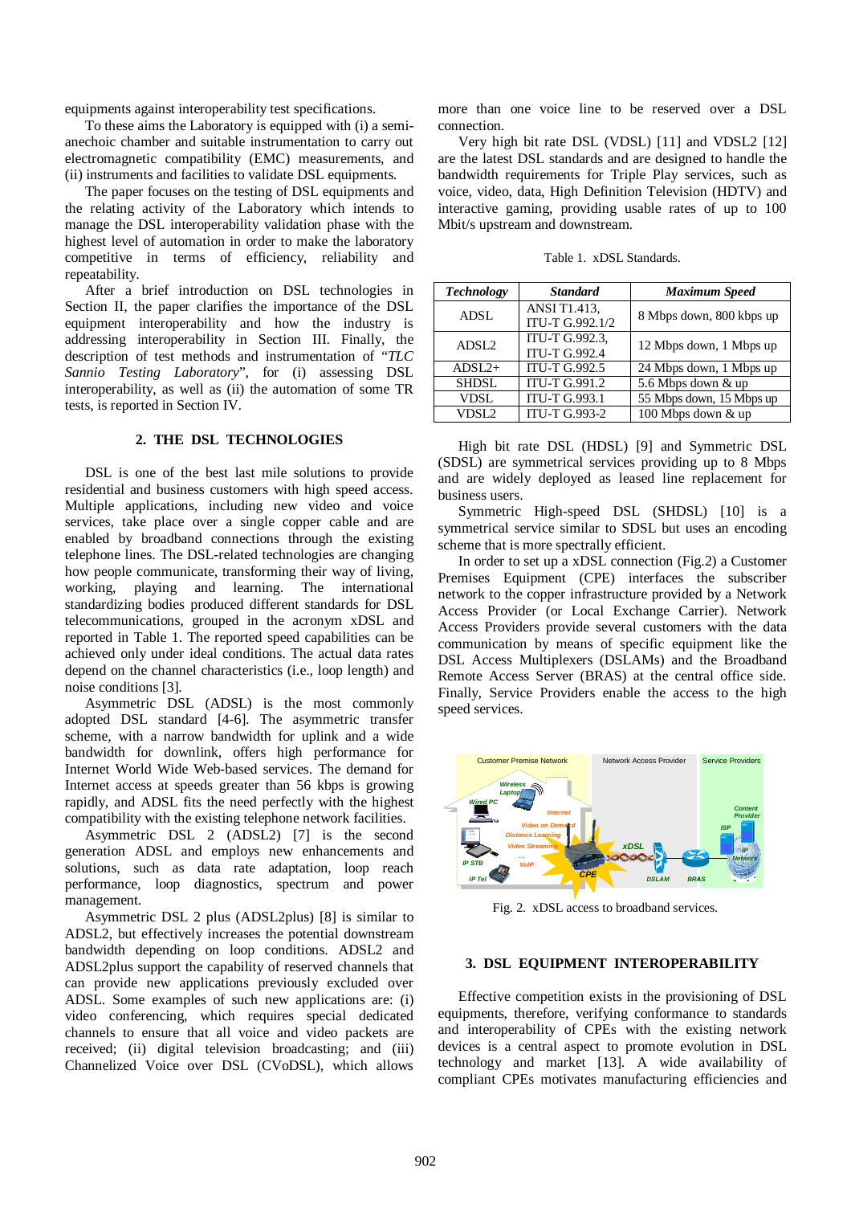equipments against interoperability test specifications.

To these aims the Laboratory is equipped with (i) a semi-anechoic chamber and suitable instrumentation to carry out electromagnetic compatibility (EMC) measurements, and (ii) instruments and facilities to validate DSL equipments.

The paper focuses on the testing of DSL equipments and the relating activity of the Laboratory which intends to manage the DSL interoperability validation phase with the highest level of automation in order to make the laboratory competitive in terms of efficiency, reliability and repeatability.

After a brief introduction on DSL technologies in Section II, the paper clarifies the importance of the DSL equipment interoperability and how the industry is addressing interoperability in Section III. Finally, the description of test methods and instrumentation of "*TLC Sannio Testing Laboratory*", for (i) assessing DSL interoperability, as well as (ii) the automation of some TR tests, is reported in Section IV.

## 2. THE DSL TECHNOLOGIES

DSL is one of the best last mile solutions to provide residential and business customers with high speed access. Multiple applications, including new video and voice services, take place over a single copper cable and are enabled by broadband connections through the existing telephone lines. The DSL-related technologies are changing how people communicate, transforming their way of living, working, playing and learning. The international standardizing bodies produced different standards for DSL telecommunications, grouped in the acronym xDSL and reported in Table 1. The reported speed capabilities can be achieved only under ideal conditions. The actual data rates depend on the channel characteristics (i.e., loop length) and noise conditions [3].

Asymmetric DSL (ADSL) is the most commonly adopted DSL standard [4-6]. The asymmetric transfer scheme, with a narrow bandwidth for uplink and a wide bandwidth for downlink, offers high performance for Internet World Wide Web-based services. The demand for Internet access at speeds greater than 56 kbps is growing rapidly, and ADSL fits the need perfectly with the highest compatibility with the existing telephone network facilities.

Asymmetric DSL 2 (ADSL2) [7] is the second generation ADSL and employs new enhancements and solutions, such as data rate adaptation, loop reach performance, loop diagnostics, spectrum and power management.

Asymmetric DSL 2 plus (ADSL2plus) [8] is similar to ADSL2, but effectively increases the potential downstream bandwidth depending on loop conditions. ADSL2 and ADSL2plus support the capability of reserved channels that can provide new applications previously excluded over ADSL. Some examples of such new applications are: (i) video conferencing, which requires special dedicated channels to ensure that all voice and video packets are received; (ii) digital television broadcasting; and (iii) Channelized Voice over DSL (CVoDSL), which allows more than one voice line to be reserved over a DSL connection.

Very high bit rate DSL (VDSL) [11] and VDSL2 [12] are the latest DSL standards and are designed to handle the bandwidth requirements for Triple Play services, such as voice, video, data, High Definition Television (HDTV) and interactive gaming, providing usable rates of up to 100 Mbit/s upstream and downstream.

Table 1. xDSL Standards.

| *Technology* | *Standard* | *Maximum Speed* |
|---|---|---|
| ADSL | ANSI T1.413, ITU-T G.992.1/2 | 8 Mbps down, 800 kbps up |
| ADSL2 | ITU-T G.992.3, ITU-T G.992.4 | 12 Mbps down, 1 Mbps up |
| ADSL2+ | ITU-T G.992.5 | 24 Mbps down, 1 Mbps up |
| SHDSL | ITU-T G.991.2 | 5.6 Mbps down & up |
| VDSL | ITU-T G.993.1 | 55 Mbps down, 15 Mbps up |
| VDSL2 | ITU-T G.993-2 | 100 Mbps down & up |

High bit rate DSL (HDSL) [9] and Symmetric DSL (SDSL) are symmetrical services providing up to 8 Mbps and are widely deployed as leased line replacement for business users.

Symmetric High-speed DSL (SHDSL) [10] is a symmetrical service similar to SDSL but uses an encoding scheme that is more spectrally efficient.

In order to set up a xDSL connection (Fig.2) a Customer Premises Equipment (CPE) interfaces the subscriber network to the copper infrastructure provided by a Network Access Provider (or Local Exchange Carrier). Network Access Providers provide several customers with the data communication by means of specific equipment like the DSL Access Multiplexers (DSLAMs) and the Broadband Remote Access Server (BRAS) at the central office side. Finally, Service Providers enable the access to the high speed services.

Fig. 2. xDSL access to broadband services.

## 3. DSL EQUIPMENT INTEROPERABILITY

Effective competition exists in the provisioning of DSL equipments, therefore, verifying conformance to standards and interoperability of CPEs with the existing network devices is a central aspect to promote evolution in DSL technology and market [13]. A wide availability of compliant CPEs motivates manufacturing efficiencies and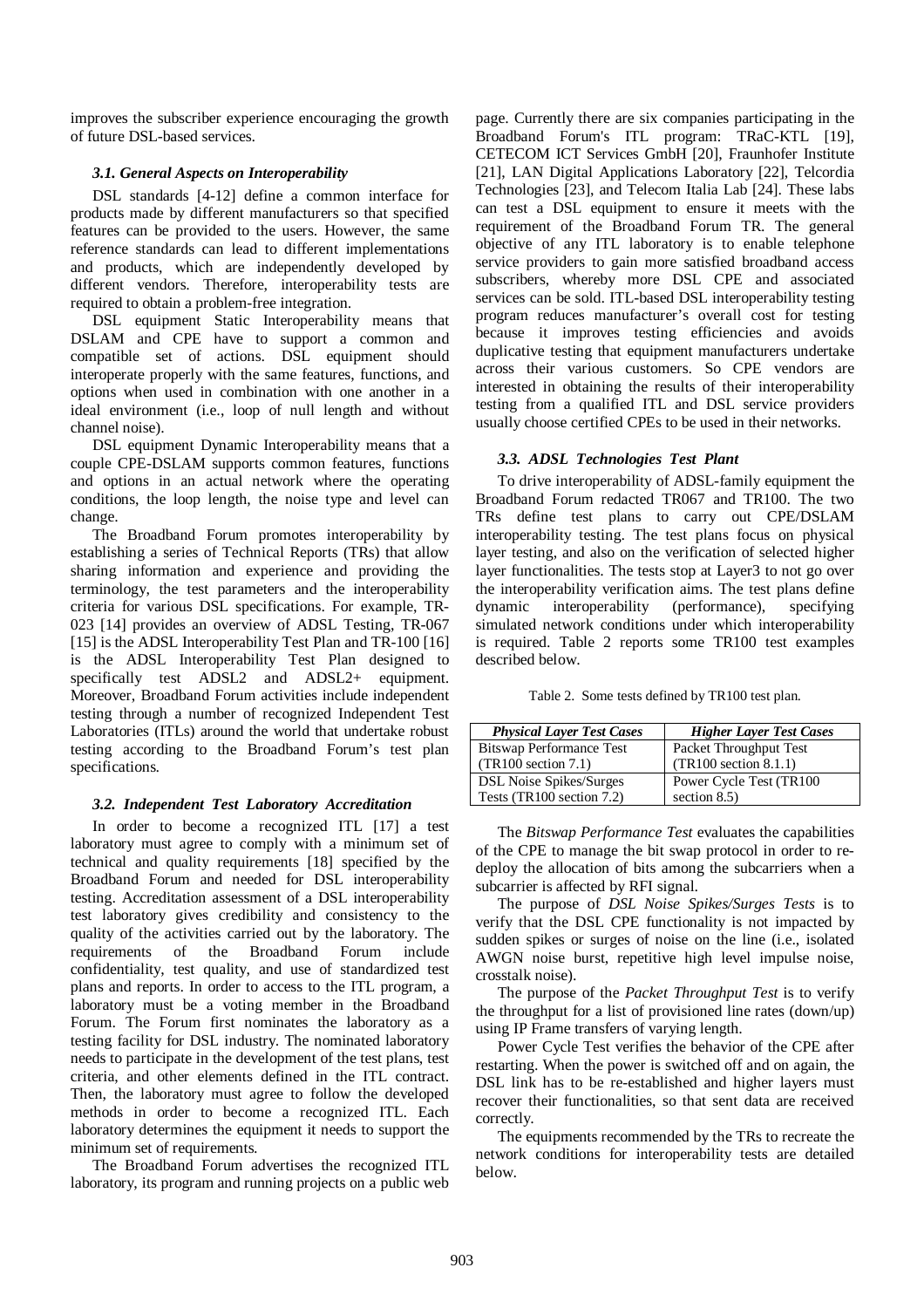improves the subscriber experience encouraging the growth of future DSL-based services.

### *3.1. General Aspects on Interoperability*

DSL standards [4-12] define a common interface for products made by different manufacturers so that specified features can be provided to the users. However, the same reference standards can lead to different implementations and products, which are independently developed by different vendors. Therefore, interoperability tests are required to obtain a problem-free integration.

DSL equipment Static Interoperability means that DSLAM and CPE have to support a common and compatible set of actions. DSL equipment should interoperate properly with the same features, functions, and options when used in combination with one another in a ideal environment (i.e., loop of null length and without channel noise).

DSL equipment Dynamic Interoperability means that a couple CPE-DSLAM supports common features, functions and options in an actual network where the operating conditions, the loop length, the noise type and level can change.

The Broadband Forum promotes interoperability by establishing a series of Technical Reports (TRs) that allow sharing information and experience and providing the terminology, the test parameters and the interoperability criteria for various DSL specifications. For example, TR-023 [14] provides an overview of ADSL Testing, TR-067 [15] is the ADSL Interoperability Test Plan and TR-100 [16] is the ADSL Interoperability Test Plan designed to specifically test ADSL2 and ADSL2+ equipment. Moreover, Broadband Forum activities include independent testing through a number of recognized Independent Test Laboratories (ITLs) around the world that undertake robust testing according to the Broadband Forum's test plan specifications.

### *3.2. Independent Test Laboratory Accreditation*

In order to become a recognized ITL [17] a test laboratory must agree to comply with a minimum set of technical and quality requirements [18] specified by the Broadband Forum and needed for DSL interoperability testing. Accreditation assessment of a DSL interoperability test laboratory gives credibility and consistency to the quality of the activities carried out by the laboratory. The requirements of the Broadband Forum include confidentiality, test quality, and use of standardized test plans and reports. In order to access to the ITL program, a laboratory must be a voting member in the Broadband Forum. The Forum first nominates the laboratory as a testing facility for DSL industry. The nominated laboratory needs to participate in the development of the test plans, test criteria, and other elements defined in the ITL contract. Then, the laboratory must agree to follow the developed methods in order to become a recognized ITL. Each laboratory determines the equipment it needs to support the minimum set of requirements.

The Broadband Forum advertises the recognized ITL laboratory, its program and running projects on a public web page. Currently there are six companies participating in the Broadband Forum's ITL program: TRaC-KTL [19], CETECOM ICT Services GmbH [20], Fraunhofer Institute [21], LAN Digital Applications Laboratory [22], Telcordia Technologies [23], and Telecom Italia Lab [24]. These labs can test a DSL equipment to ensure it meets with the requirement of the Broadband Forum TR. The general objective of any ITL laboratory is to enable telephone service providers to gain more satisfied broadband access subscribers, whereby more DSL CPE and associated services can be sold. ITL-based DSL interoperability testing program reduces manufacturer's overall cost for testing because it improves testing efficiencies and avoids duplicative testing that equipment manufacturers undertake across their various customers. So CPE vendors are interested in obtaining the results of their interoperability testing from a qualified ITL and DSL service providers usually choose certified CPEs to be used in their networks.

### *3.3. ADSL Technologies Test Plant*

To drive interoperability of ADSL-family equipment the Broadband Forum redacted TR067 and TR100. The two TRs define test plans to carry out CPE/DSLAM interoperability testing. The test plans focus on physical layer testing, and also on the verification of selected higher layer functionalities. The tests stop at Layer3 to not go over the interoperability verification aims. The test plans define dynamic interoperability (performance), specifying simulated network conditions under which interoperability is required. Table 2 reports some TR100 test examples described below.

Table 2. Some tests defined by TR100 test plan.

| *Physical Layer Test Cases* | *Higher Layer Test Cases* |
|---|---|
| Bitswap Performance Test (TR100 section 7.1) | Packet Throughput Test (TR100 section 8.1.1) |
| DSL Noise Spikes/Surges Tests (TR100 section 7.2) | Power Cycle Test (TR100 section 8.5) |

The *Bitswap Performance Test* evaluates the capabilities of the CPE to manage the bit swap protocol in order to re-deploy the allocation of bits among the subcarriers when a subcarrier is affected by RFI signal.

The purpose of *DSL Noise Spikes/Surges Tests* is to verify that the DSL CPE functionality is not impacted by sudden spikes or surges of noise on the line (i.e., isolated AWGN noise burst, repetitive high level impulse noise, crosstalk noise).

The purpose of the *Packet Throughput Test* is to verify the throughput for a list of provisioned line rates (down/up) using IP Frame transfers of varying length.

Power Cycle Test verifies the behavior of the CPE after restarting. When the power is switched off and on again, the DSL link has to be re-established and higher layers must recover their functionalities, so that sent data are received correctly.

The equipments recommended by the TRs to recreate the network conditions for interoperability tests are detailed below.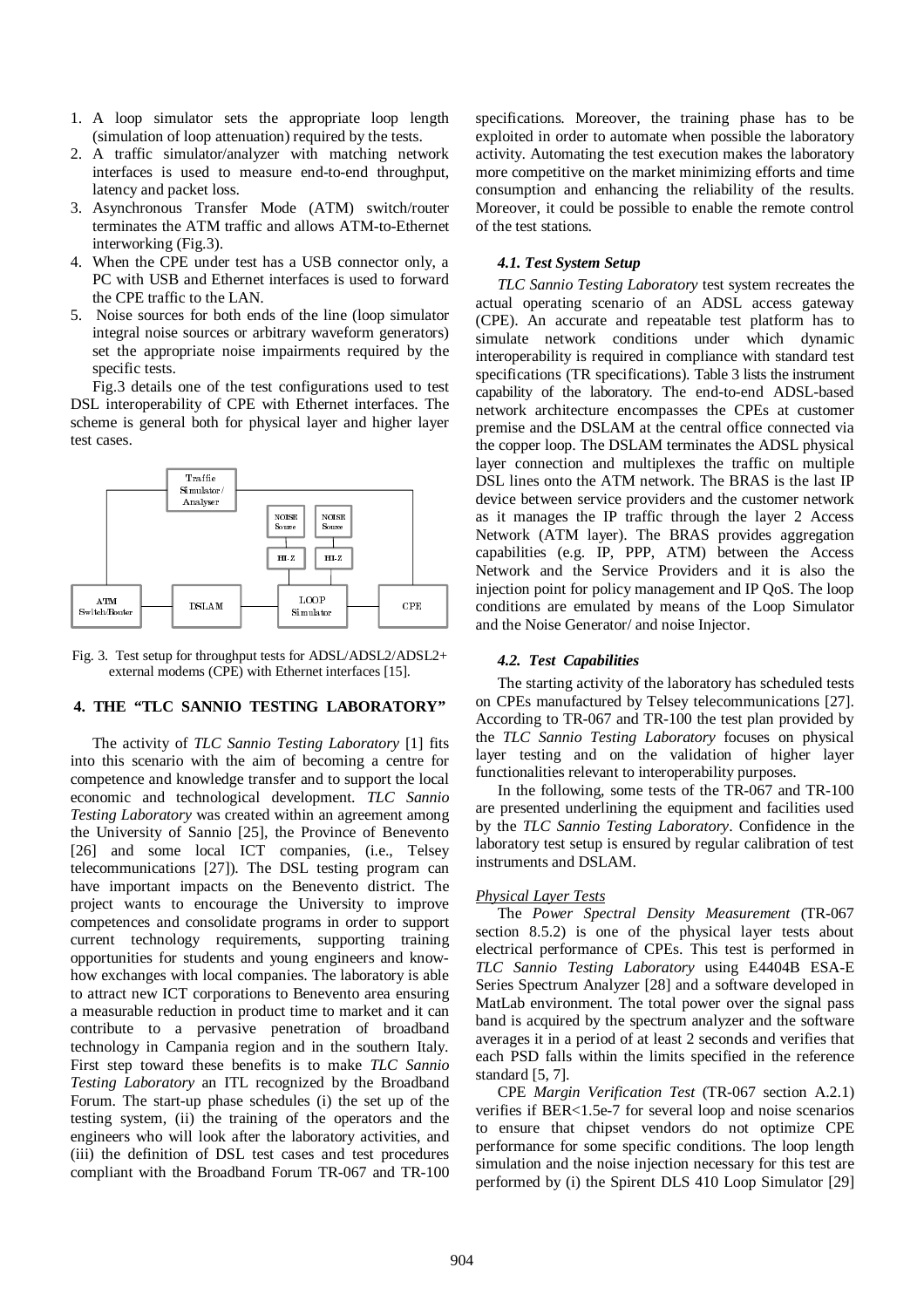1. A loop simulator sets the appropriate loop length (simulation of loop attenuation) required by the tests.
2. A traffic simulator/analyzer with matching network interfaces is used to measure end-to-end throughput, latency and packet loss.
3. Asynchronous Transfer Mode (ATM) switch/router terminates the ATM traffic and allows ATM-to-Ethernet interworking (Fig.3).
4. When the CPE under test has a USB connector only, a PC with USB and Ethernet interfaces is used to forward the CPE traffic to the LAN.
5. Noise sources for both ends of the line (loop simulator integral noise sources or arbitrary waveform generators) set the appropriate noise impairments required by the specific tests.

Fig.3 details one of the test configurations used to test DSL interoperability of CPE with Ethernet interfaces. The scheme is general both for physical layer and higher layer test cases.

Traffic Simulator/ Analyser

NOISE Source | NOISE Source

HI-Z | HI-Z

ATM Switch/Router | DSLAM | LOOP Simulator | CPE

Fig. 3. Test setup for throughput tests for ADSL/ADSL2/ADSL2+ external modems (CPE) with Ethernet interfaces [15].

## 4. THE "TLC SANNIO TESTING LABORATORY"

The activity of *TLC Sannio Testing Laboratory* [1] fits into this scenario with the aim of becoming a centre for competence and knowledge transfer and to support the local economic and technological development. *TLC Sannio Testing Laboratory* was created within an agreement among the University of Sannio [25], the Province of Benevento [26] and some local ICT companies, (i.e., Telsey telecommunications [27]). The DSL testing program can have important impacts on the Benevento district. The project wants to encourage the University to improve competences and consolidate programs in order to support current technology requirements, supporting training opportunities for students and young engineers and know-how exchanges with local companies. The laboratory is able to attract new ICT corporations to Benevento area ensuring a measurable reduction in product time to market and it can contribute to a pervasive penetration of broadband technology in Campania region and in the southern Italy. First step toward these benefits is to make *TLC Sannio Testing Laboratory* an ITL recognized by the Broadband Forum. The start-up phase schedules (i) the set up of the testing system, (ii) the training of the operators and the engineers who will look after the laboratory activities, and (iii) the definition of DSL test cases and test procedures compliant with the Broadband Forum TR-067 and TR-100 specifications. Moreover, the training phase has to be exploited in order to automate when possible the laboratory activity. Automating the test execution makes the laboratory more competitive on the market minimizing efforts and time consumption and enhancing the reliability of the results. Moreover, it could be possible to enable the remote control of the test stations.

### 4.1. Test System Setup

*TLC Sannio Testing Laboratory* test system recreates the actual operating scenario of an ADSL access gateway (CPE). An accurate and repeatable test platform has to simulate network conditions under which dynamic interoperability is required in compliance with standard test specifications (TR specifications). Table 3 lists the instrument capability of the laboratory. The end-to-end ADSL-based network architecture encompasses the CPEs at customer premise and the DSLAM at the central office connected via the copper loop. The DSLAM terminates the ADSL physical layer connection and multiplexes the traffic on multiple DSL lines onto the ATM network. The BRAS is the last IP device between service providers and the customer network as it manages the IP traffic through the layer 2 Access Network (ATM layer). The BRAS provides aggregation capabilities (e.g. IP, PPP, ATM) between the Access Network and the Service Providers and it is also the injection point for policy management and IP QoS. The loop conditions are emulated by means of the Loop Simulator and the Noise Generator/ and noise Injector.

### 4.2. Test Capabilities

The starting activity of the laboratory has scheduled tests on CPEs manufactured by Telsey telecommunications [27]. According to TR-067 and TR-100 the test plan provided by the *TLC Sannio Testing Laboratory* focuses on physical layer testing and on the validation of higher layer functionalities relevant to interoperability purposes.

In the following, some tests of the TR-067 and TR-100 are presented underlining the equipment and facilities used by the *TLC Sannio Testing Laboratory*. Confidence in the laboratory test setup is ensured by regular calibration of test instruments and DSLAM.

<u>Physical Layer Tests</u>

The *Power Spectral Density Measurement* (TR-067 section 8.5.2) is one of the physical layer tests about electrical performance of CPEs. This test is performed in *TLC Sannio Testing Laboratory* using E4404B ESA-E Series Spectrum Analyzer [28] and a software developed in MatLab environment. The total power over the signal pass band is acquired by the spectrum analyzer and the software averages it in a period of at least 2 seconds and verifies that each PSD falls within the limits specified in the reference standard [5, 7].

CPE *Margin Verification Test* (TR-067 section A.2.1) verifies if BER<1.5e-7 for several loop and noise scenarios to ensure that chipset vendors do not optimize CPE performance for some specific conditions. The loop length simulation and the noise injection necessary for this test are performed by (i) the Spirent DLS 410 Loop Simulator [29]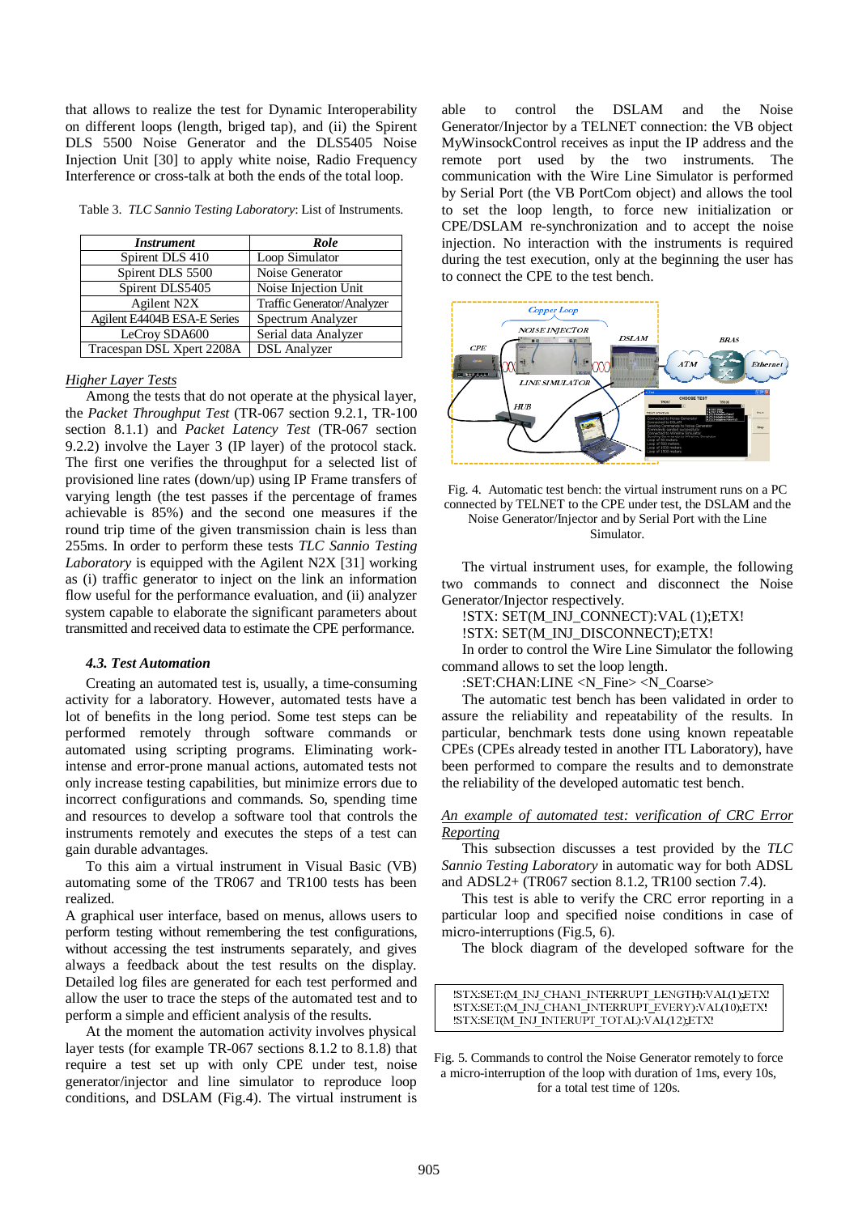that allows to realize the test for Dynamic Interoperability on different loops (length, briged tap), and (ii) the Spirent DLS 5500 Noise Generator and the DLS5405 Noise Injection Unit [30] to apply white noise, Radio Frequency Interference or cross-talk at both the ends of the total loop.

Table 3. *TLC Sannio Testing Laboratory*: List of Instruments.

| *Instrument* | *Role* |
|---|---|
| Spirent DLS 410 | Loop Simulator |
| Spirent DLS 5500 | Noise Generator |
| Spirent DLS5405 | Noise Injection Unit |
| Agilent N2X | Traffic Generator/Analyzer |
| Agilent E4404B ESA-E Series | Spectrum Analyzer |
| LeCroy SDA600 | Serial data Analyzer |
| Tracespan DSL Xpert 2208A | DSL Analyzer |

<u>*Higher Layer Tests*</u>

Among the tests that do not operate at the physical layer, the *Packet Throughput Test* (TR-067 section 9.2.1, TR-100 section 8.1.1) and *Packet Latency Test* (TR-067 section 9.2.2) involve the Layer 3 (IP layer) of the protocol stack. The first one verifies the throughput for a selected list of provisioned line rates (down/up) using IP Frame transfers of varying length (the test passes if the percentage of frames achievable is 85%) and the second one measures if the round trip time of the given transmission chain is less than 255ms. In order to perform these tests *TLC Sannio Testing Laboratory* is equipped with the Agilent N2X [31] working as (i) traffic generator to inject on the link an information flow useful for the performance evaluation, and (ii) analyzer system capable to elaborate the significant parameters about transmitted and received data to estimate the CPE performance.

### 4.3. Test Automation

Creating an automated test is, usually, a time-consuming activity for a laboratory. However, automated tests have a lot of benefits in the long period. Some test steps can be performed remotely through software commands or automated using scripting programs. Eliminating work-intense and error-prone manual actions, automated tests not only increase testing capabilities, but minimize errors due to incorrect configurations and commands. So, spending time and resources to develop a software tool that controls the instruments remotely and executes the steps of a test can gain durable advantages.

To this aim a virtual instrument in Visual Basic (VB) automating some of the TR067 and TR100 tests has been realized.

A graphical user interface, based on menus, allows users to perform testing without remembering the test configurations, without accessing the test instruments separately, and gives always a feedback about the test results on the display. Detailed log files are generated for each test performed and allow the user to trace the steps of the automated test and to perform a simple and efficient analysis of the results.

At the moment the automation activity involves physical layer tests (for example TR-067 sections 8.1.2 to 8.1.8) that require a test set up with only CPE under test, noise generator/injector and line simulator to reproduce loop conditions, and DSLAM (Fig.4). The virtual instrument is able to control the DSLAM and the Noise Generator/Injector by a TELNET connection: the VB object MyWinsockControl receives as input the IP address and the remote port used by the two instruments. The communication with the Wire Line Simulator is performed by Serial Port (the VB PortCom object) and allows the tool to set the loop length, to force new initialization or CPE/DSLAM re-synchronization and to accept the noise injection. No interaction with the instruments is required during the test execution, only at the beginning the user has to connect the CPE to the test bench.

Fig. 4. Automatic test bench: the virtual instrument runs on a PC connected by TELNET to the CPE under test, the DSLAM and the Noise Generator/Injector and by Serial Port with the Line Simulator.

The virtual instrument uses, for example, the following two commands to connect and disconnect the Noise Generator/Injector respectively.

```
!STX: SET(M_INJ_CONNECT):VAL (1);ETX!
!STX: SET(M_INJ_DISCONNECT);ETX!
```

In order to control the Wire Line Simulator the following command allows to set the loop length.

```
:SET:CHAN:LINE <N_Fine> <N_Coarse>
```

The automatic test bench has been validated in order to assure the reliability and repeatability of the results. In particular, benchmark tests done using known repeatable CPEs (CPEs already tested in another ITL Laboratory), have been performed to compare the results and to demonstrate the reliability of the developed automatic test bench.

<u>*An example of automated test: verification of CRC Error Reporting*</u>

This subsection discusses a test provided by the *TLC Sannio Testing Laboratory* in automatic way for both ADSL and ADSL2+ (TR067 section 8.1.2, TR100 section 7.4).

This test is able to verify the CRC error reporting in a particular loop and specified noise conditions in case of micro-interruptions (Fig.5, 6).

The block diagram of the developed software for the

```
!STX:SET:(M_INJ_CHAN1_INTERRUPT_LENGTH):VAL(1);ETX!
!STX:SET:(M_INJ_CHAN1_INTERRUPT_EVERY):VAL(10);ETX!
!STX:SET(M_INJ_INTERUPT_TOTAL):VAL(12);ETX!
```

Fig. 5. Commands to control the Noise Generator remotely to force a micro-interruption of the loop with duration of 1ms, every 10s, for a total test time of 120s.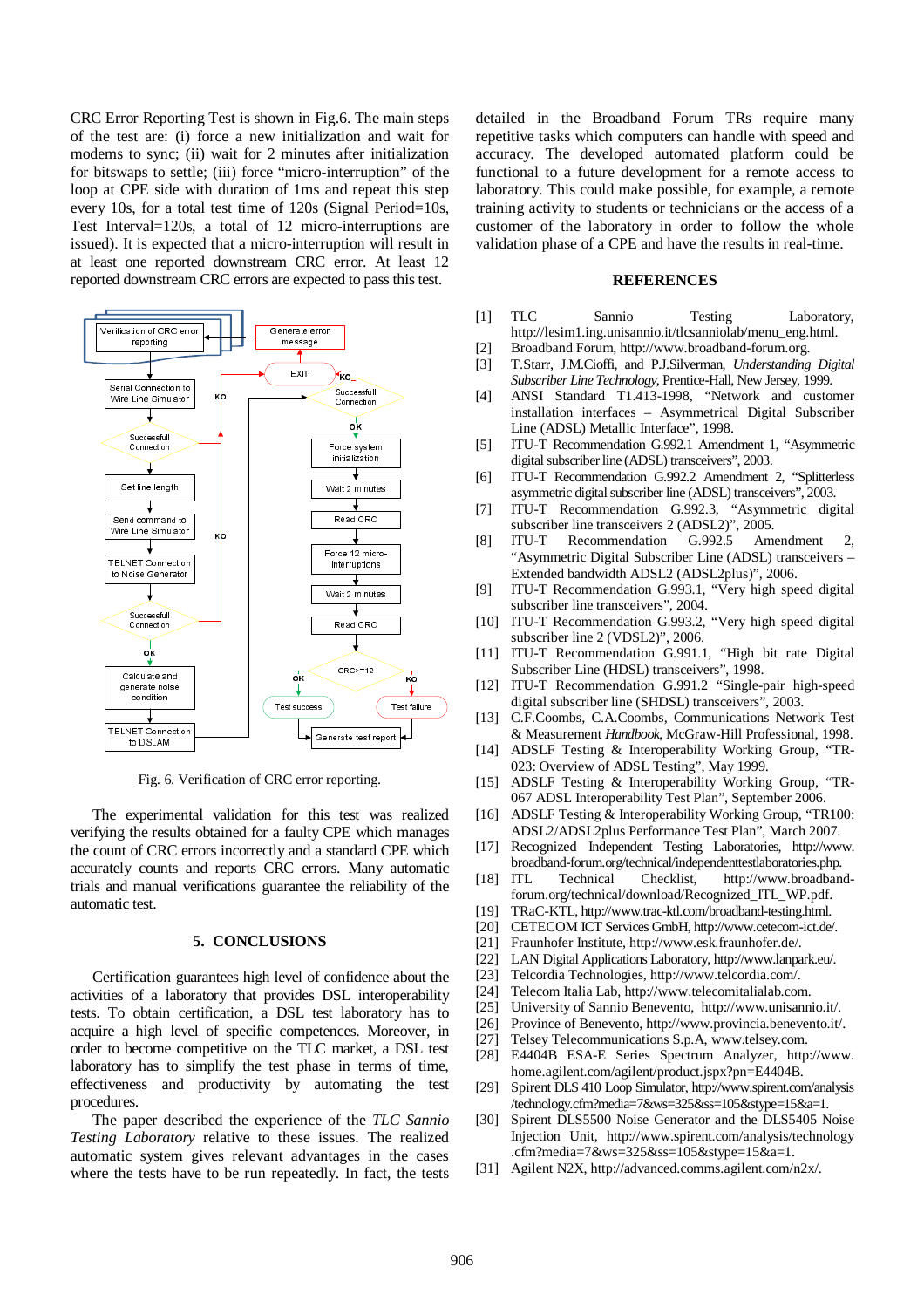CRC Error Reporting Test is shown in Fig.6. The main steps of the test are: (i) force a new initialization and wait for modems to sync; (ii) wait for 2 minutes after initialization for bitswaps to settle; (iii) force "micro-interruption" of the loop at CPE side with duration of 1ms and repeat this step every 10s, for a total test time of 120s (Signal Period=10s, Test Interval=120s, a total of 12 micro-interruptions are issued). It is expected that a micro-interruption will result in at least one reported downstream CRC error. At least 12 reported downstream CRC errors are expected to pass this test.

Verification of CRC error reporting
Generate error message
EXIT
KO
Serial Connection to Wire Line Simulator
KO
Successfull Connection
Successfull Connection
OK
Force system initialization
Set line length
Wait 2 minutes
Send command to Wire Line Simulator
KO
Read CRC
TELNET Connection to Noise Generator
Force 12 micro-interruptions
Wait 2 minutes
Successfull Connection
Read CRC
OK
Calculate and generate noise condition
CRC>=12
OK
KO
Test success
Test failure
TELNET Connection to DSLAM
Generate test report

Fig. 6. Verification of CRC error reporting.

The experimental validation for this test was realized verifying the results obtained for a faulty CPE which manages the count of CRC errors incorrectly and a standard CPE which accurately counts and reports CRC errors. Many automatic trials and manual verifications guarantee the reliability of the automatic test.

## 5. CONCLUSIONS

Certification guarantees high level of confidence about the activities of a laboratory that provides DSL interoperability tests. To obtain certification, a DSL test laboratory has to acquire a high level of specific competences. Moreover, in order to become competitive on the TLC market, a DSL test laboratory has to simplify the test phase in terms of time, effectiveness and productivity by automating the test procedures.

The paper described the experience of the *TLC Sannio Testing Laboratory* relative to these issues. The realized automatic system gives relevant advantages in the cases where the tests have to be run repeatedly. In fact, the tests detailed in the Broadband Forum TRs require many repetitive tasks which computers can handle with speed and accuracy. The developed automated platform could be functional to a future development for a remote access to laboratory. This could make possible, for example, a remote training activity to students or technicians or the access of a customer of the laboratory in order to follow the whole validation phase of a CPE and have the results in real-time.

## REFERENCES

[1] TLC Sannio Testing Laboratory, http://lesim1.ing.unisannio.it/tlcsanniolab/menu_eng.html.
[2] Broadband Forum, http://www.broadband-forum.org.
[3] T.Starr, J.M.Cioffi, and P.J.Silverman, *Understanding Digital Subscriber Line Technology*, Prentice-Hall, New Jersey, 1999.
[4] ANSI Standard T1.413-1998, "Network and customer installation interfaces – Asymmetrical Digital Subscriber Line (ADSL) Metallic Interface", 1998.
[5] ITU-T Recommendation G.992.1 Amendment 1, "Asymmetric digital subscriber line (ADSL) transceivers", 2003.
[6] ITU-T Recommendation G.992.2 Amendment 2, "Splitterless asymmetric digital subscriber line (ADSL) transceivers", 2003.
[7] ITU-T Recommendation G.992.3, "Asymmetric digital subscriber line transceivers 2 (ADSL2)", 2005.
[8] ITU-T Recommendation G.992.5 Amendment 2, "Asymmetric Digital Subscriber Line (ADSL) transceivers – Extended bandwidth ADSL2 (ADSL2plus)", 2006.
[9] ITU-T Recommendation G.993.1, "Very high speed digital subscriber line transceivers", 2004.
[10] ITU-T Recommendation G.993.2, "Very high speed digital subscriber line 2 (VDSL2)", 2006.
[11] ITU-T Recommendation G.991.1, "High bit rate Digital Subscriber Line (HDSL) transceivers", 1998.
[12] ITU-T Recommendation G.991.2 "Single-pair high-speed digital subscriber line (SHDSL) transceivers", 2003.
[13] C.F.Coombs, C.A.Coombs, Communications Network Test & Measurement *Handbook*, McGraw-Hill Professional, 1998.
[14] ADSLF Testing & Interoperability Working Group, "TR-023: Overview of ADSL Testing", May 1999.
[15] ADSLF Testing & Interoperability Working Group, "TR-067 ADSL Interoperability Test Plan", September 2006.
[16] ADSLF Testing & Interoperability Working Group, "TR100: ADSL2/ADSL2plus Performance Test Plan", March 2007.
[17] Recognized Independent Testing Laboratories, http://www.broadband-forum.org/technical/independenttestlaboratories.php.
[18] ITL Technical Checklist, http://www.broadband-forum.org/technical/download/Recognized_ITL_WP.pdf.
[19] TRaC-KTL, http://www.trac-ktl.com/broadband-testing.html.
[20] CETECOM ICT Services GmbH, http://www.cetecom-ict.de/.
[21] Fraunhofer Institute, http://www.esk.fraunhofer.de/.
[22] LAN Digital Applications Laboratory, http://www.lanpark.eu/.
[23] Telcordia Technologies, http://www.telcordia.com/.
[24] Telecom Italia Lab, http://www.telecomitalialab.com.
[25] University of Sannio Benevento, http://www.unisannio.it/.
[26] Province of Benevento, http://www.provincia.benevento.it/.
[27] Telsey Telecommunications S.p.A, www.telsey.com.
[28] E4404B ESA-E Series Spectrum Analyzer, http://www.home.agilent.com/agilent/product.jspx?pn=E4404B.
[29] Spirent DLS 410 Loop Simulator, http://www.spirent.com/analysis/technology.cfm?media=7&ws=325&ss=105&stype=15&a=1.
[30] Spirent DLS5500 Noise Generator and the DLS5405 Noise Injection Unit, http://www.spirent.com/analysis/technology.cfm?media=7&ws=325&ss=105&stype=15&a=1.
[31] Agilent N2X, http://advanced.comms.agilent.com/n2x/.